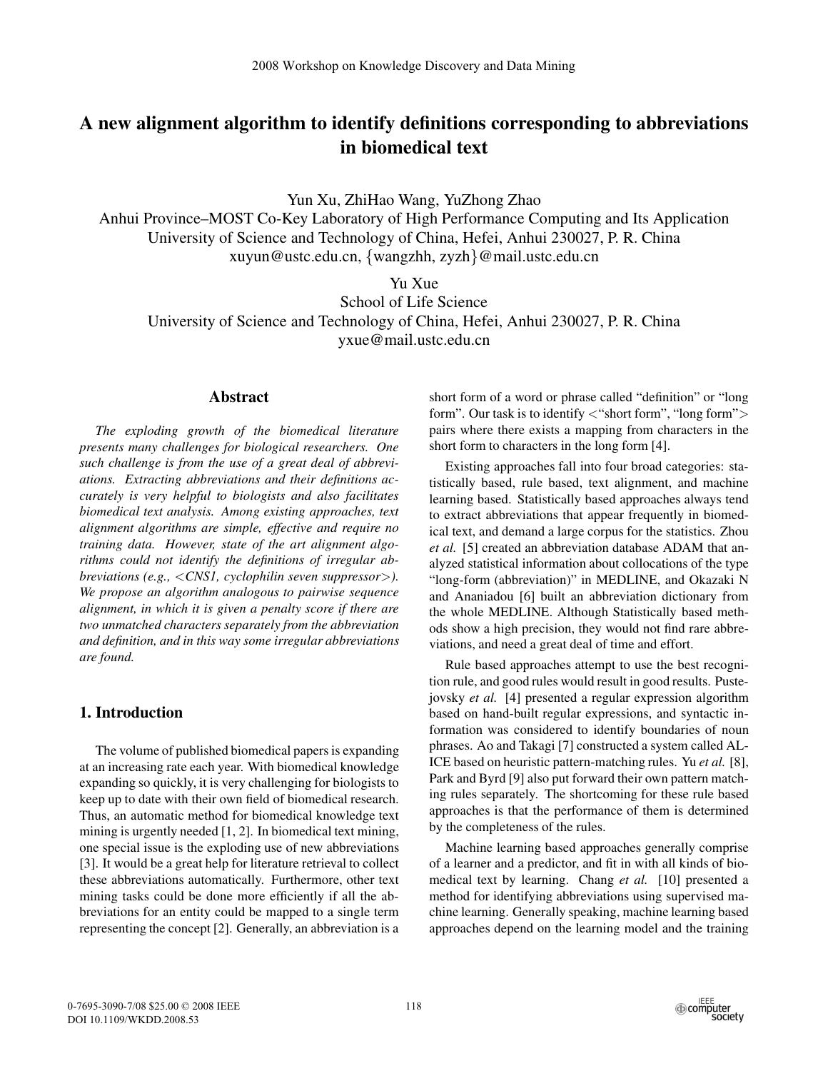# A new alignment algorithm to identify definitions corresponding to abbreviations in biomedical text

Yun Xu, ZhiHao Wang, YuZhong Zhao
Anhui Province–MOST Co-Key Laboratory of High Performance Computing and Its Application
University of Science and Technology of China, Hefei, Anhui 230027, P. R. China
xuyun@ustc.edu.cn, {wangzhh, zyzh}@mail.ustc.edu.cn

Yu Xue
School of Life Science
University of Science and Technology of China, Hefei, Anhui 230027, P. R. China
yxue@mail.ustc.edu.cn

## Abstract

*The exploding growth of the biomedical literature presents many challenges for biological researchers. One such challenge is from the use of a great deal of abbreviations. Extracting abbreviations and their definitions accurately is very helpful to biologists and also facilitates biomedical text analysis. Among existing approaches, text alignment algorithms are simple, effective and require no training data. However, state of the art alignment algorithms could not identify the definitions of irregular abbreviations (e.g., <CNS1, cyclophilin seven suppressor>). We propose an algorithm analogous to pairwise sequence alignment, in which it is given a penalty score if there are two unmatched characters separately from the abbreviation and definition, and in this way some irregular abbreviations are found.*

## 1. Introduction

The volume of published biomedical papers is expanding at an increasing rate each year. With biomedical knowledge expanding so quickly, it is very challenging for biologists to keep up to date with their own field of biomedical research. Thus, an automatic method for biomedical knowledge text mining is urgently needed [1, 2]. In biomedical text mining, one special issue is the exploding use of new abbreviations [3]. It would be a great help for literature retrieval to collect these abbreviations automatically. Furthermore, other text mining tasks could be done more efficiently if all the abbreviations for an entity could be mapped to a single term representing the concept [2]. Generally, an abbreviation is a short form of a word or phrase called "definition" or "long form". Our task is to identify <"short form", "long form"> pairs where there exists a mapping from characters in the short form to characters in the long form [4].

Existing approaches fall into four broad categories: statistically based, rule based, text alignment, and machine learning based. Statistically based approaches always tend to extract abbreviations that appear frequently in biomedical text, and demand a large corpus for the statistics. Zhou *et al.* [5] created an abbreviation database ADAM that analyzed statistical information about collocations of the type "long-form (abbreviation)" in MEDLINE, and Okazaki N and Ananiadou [6] built an abbreviation dictionary from the whole MEDLINE. Although Statistically based methods show a high precision, they would not find rare abbreviations, and need a great deal of time and effort.

Rule based approaches attempt to use the best recognition rule, and good rules would result in good results. Pustejovsky *et al.* [4] presented a regular expression algorithm based on hand-built regular expressions, and syntactic information was considered to identify boundaries of noun phrases. Ao and Takagi [7] constructed a system called ALICE based on heuristic pattern-matching rules. Yu *et al.* [8], Park and Byrd [9] also put forward their own pattern matching rules separately. The shortcoming for these rule based approaches is that the performance of them is determined by the completeness of the rules.

Machine learning based approaches generally comprise of a learner and a predictor, and fit in with all kinds of biomedical text by learning. Chang *et al.* [10] presented a method for identifying abbreviations using supervised machine learning. Generally speaking, machine learning based approaches depend on the learning model and the training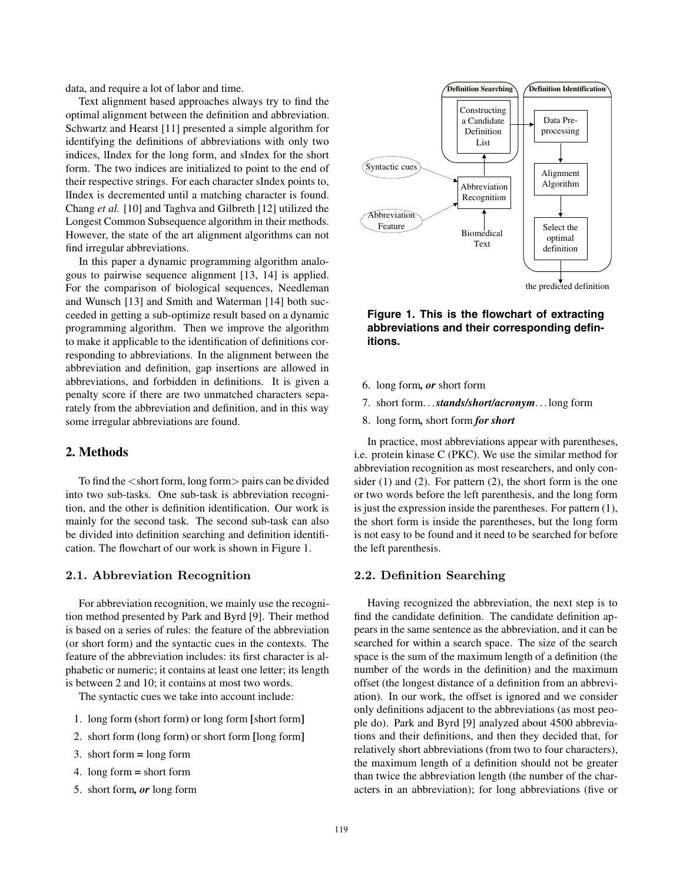data, and require a lot of labor and time.

Text alignment based approaches always try to find the optimal alignment between the definition and abbreviation. Schwartz and Hearst [11] presented a simple algorithm for identifying the definitions of abbreviations with only two indices, lIndex for the long form, and sIndex for the short form. The two indices are initialized to point to the end of their respective strings. For each character sIndex points to, lIndex is decremented until a matching character is found. Chang *et al.* [10] and Taghva and Gilbreth [12] utilized the Longest Common Subsequence algorithm in their methods. However, the state of the art alignment algorithms can not find irregular abbreviations.

In this paper a dynamic programming algorithm analogous to pairwise sequence alignment [13, 14] is applied. For the comparison of biological sequences, Needleman and Wunsch [13] and Smith and Waterman [14] both succeeded in getting a sub-optimize result based on a dynamic programming algorithm. Then we improve the algorithm to make it applicable to the identification of definitions corresponding to abbreviations. In the alignment between the abbreviation and definition, gap insertions are allowed in abbreviations, and forbidden in definitions. It is given a penalty score if there are two unmatched characters separately from the abbreviation and definition, and in this way some irregular abbreviations are found.

## 2. Methods

To find the <short form, long form> pairs can be divided into two sub-tasks. One sub-task is abbreviation recognition, and the other is definition identification. Our work is mainly for the second task. The second sub-task can also be divided into definition searching and definition identification. The flowchart of our work is shown in Figure 1.

**Figure 1. This is the flowchart of extracting abbreviations and their corresponding definitions.**

### 2.1. Abbreviation Recognition

For abbreviation recognition, we mainly use the recognition method presented by Park and Byrd [9]. Their method is based on a series of rules: the feature of the abbreviation (or short form) and the syntactic cues in the contexts. The feature of the abbreviation includes: its first character is alphabetic or numeric; it contains at least one letter; its length is between 2 and 10; it contains at most two words.

The syntactic cues we take into account include:

1. long form **(**short form**)** or long form **[**short form**]**
2. short form **(**long form**)** or short form **[**long form**]**
3. short form **=** long form
4. long form **=** short form
5. short form***, or*** long form
6. long form***, or*** short form
7. short form. . . ***stands/short/acronym***. . . long form
8. long form***,*** short form ***for short***

In practice, most abbreviations appear with parentheses, i.e. protein kinase C (PKC). We use the similar method for abbreviation recognition as most researchers, and only consider (1) and (2). For pattern (2), the short form is the one or two words before the left parenthesis, and the long form is just the expression inside the parentheses. For pattern (1), the short form is inside the parentheses, but the long form is not easy to be found and it need to be searched for before the left parenthesis.

### 2.2. Definition Searching

Having recognized the abbreviation, the next step is to find the candidate definition. The candidate definition appears in the same sentence as the abbreviation, and it can be searched for within a search space. The size of the search space is the sum of the maximum length of a definition (the number of the words in the definition) and the maximum offset (the longest distance of a definition from an abbreviation). In our work, the offset is ignored and we consider only definitions adjacent to the abbreviations (as most people do). Park and Byrd [9] analyzed about 4500 abbreviations and their definitions, and then they decided that, for relatively short abbreviations (from two to four characters), the maximum length of a definition should not be greater than twice the abbreviation length (the number of the characters in an abbreviation); for long abbreviations (five or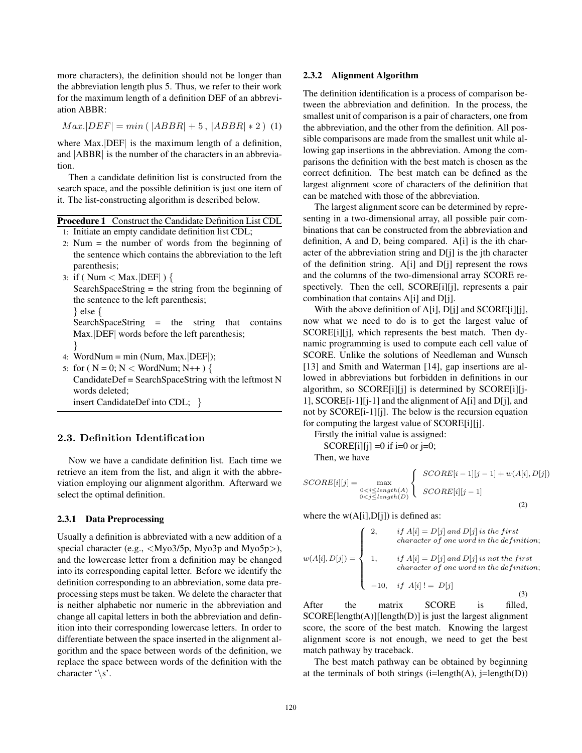more characters), the definition should not be longer than the abbreviation length plus 5. Thus, we refer to their work for the maximum length of a definition DEF of an abbreviation ABBR:

$$Max.|DEF| = min\,(\,|ABBR| + 5\,,\,|ABBR| * 2\,) \quad (1)$$

where Max.|DEF| is the maximum length of a definition, and |ABBR| is the number of the characters in an abbreviation.

Then a candidate definition list is constructed from the search space, and the possible definition is just one item of it. The list-constructing algorithm is described below.

**Procedure 1** Construct the Candidate Definition List CDL

```
1: Initiate an empty candidate definition list CDL;
2: Num = the number of words from the beginning of
   the sentence which contains the abbreviation to the left
   parenthesis;
3: if ( Num < Max.|DEF| ) {
   SearchSpaceString = the string from the beginning of
   the sentence to the left parenthesis;
   } else {
   SearchSpaceString = the string that contains
   Max.|DEF| words before the left parenthesis;
   }
4: WordNum = min (Num, Max.|DEF|);
5: for ( N = 0; N < WordNum; N++ ) {
   CandidateDef = SearchSpaceString with the leftmost N
   words deleted;
   insert CandidateDef into CDL; }
```

## 2.3. Definition Identification

Now we have a candidate definition list. Each time we retrieve an item from the list, and align it with the abbreviation employing our alignment algorithm. Afterward we select the optimal definition.

### 2.3.1 Data Preprocessing

Usually a definition is abbreviated with a new addition of a special character (e.g., <Myo3/5p, Myo3p and Myo5p>), and the lowercase letter from a definition may be changed into its corresponding capital letter. Before we identify the definition corresponding to an abbreviation, some data preprocessing steps must be taken. We delete the character that is neither alphabetic nor numeric in the abbreviation and change all capital letters in both the abbreviation and definition into their corresponding lowercase letters. In order to differentiate between the space inserted in the alignment algorithm and the space between words of the definition, we replace the space between words of the definition with the character '\s'.

### 2.3.2 Alignment Algorithm

The definition identification is a process of comparison between the abbreviation and definition. In the process, the smallest unit of comparison is a pair of characters, one from the abbreviation, and the other from the definition. All possible comparisons are made from the smallest unit while allowing gap insertions in the abbreviation. Among the comparisons the definition with the best match is chosen as the correct definition. The best match can be defined as the largest alignment score of characters of the definition that can be matched with those of the abbreviation.

The largest alignment score can be determined by representing in a two-dimensional array, all possible pair combinations that can be constructed from the abbreviation and definition, A and D, being compared. A[i] is the ith character of the abbreviation string and D[j] is the jth character of the definition string. A[i] and D[j] represent the rows and the columns of the two-dimensional array SCORE respectively. Then the cell, SCORE[i][j], represents a pair combination that contains A[i] and D[j].

With the above definition of A[i], D[j] and SCORE[i][j], now what we need to do is to get the largest value of SCORE[i][j], which represents the best match. Then dynamic programming is used to compute each cell value of SCORE. Unlike the solutions of Needleman and Wunsch [13] and Smith and Waterman [14], gap insertions are allowed in abbreviations but forbidden in definitions in our algorithm, so SCORE[i][j] is determined by SCORE[i][j-1], SCORE[i-1][j-1] and the alignment of A[i] and D[j], and not by SCORE[i-1][j]. The below is the recursion equation for computing the largest value of SCORE[i][j].

Firstly the initial value is assigned:

SCORE[i][j] =0 if i=0 or j=0;

Then, we have

$$SCORE[i][j] = \max_{\substack{0<i\leq length(A)\\ 0<j\leq length(D)}} \begin{cases} SCORE[i-1][j-1] + w(A[i], D[j]) \\ SCORE[i][j-1] \end{cases} \quad (2)$$

where the w(A[i],D[j]) is defined as:

$$w(A[i], D[j]) = \begin{cases} 2, & if\ A[i] = D[j]\ and\ D[j]\ is\ the\ first \\ & character\ of\ one\ word\ in\ the\ definition; \\ 1, & if\ A[i] = D[j]\ and\ D[j]\ is\ not\ the\ first \\ & character\ of\ one\ word\ in\ the\ definition; \\ -10, & if\ \ A[i]\ != \ D[j] \end{cases} \quad (3)$$

After the matrix SCORE is filled, SCORE[length(A)][length(D)] is just the largest alignment score, the score of the best match. Knowing the largest alignment score is not enough, we need to get the best match pathway by traceback.

The best match pathway can be obtained by beginning at the terminals of both strings (i=length(A), j=length(D))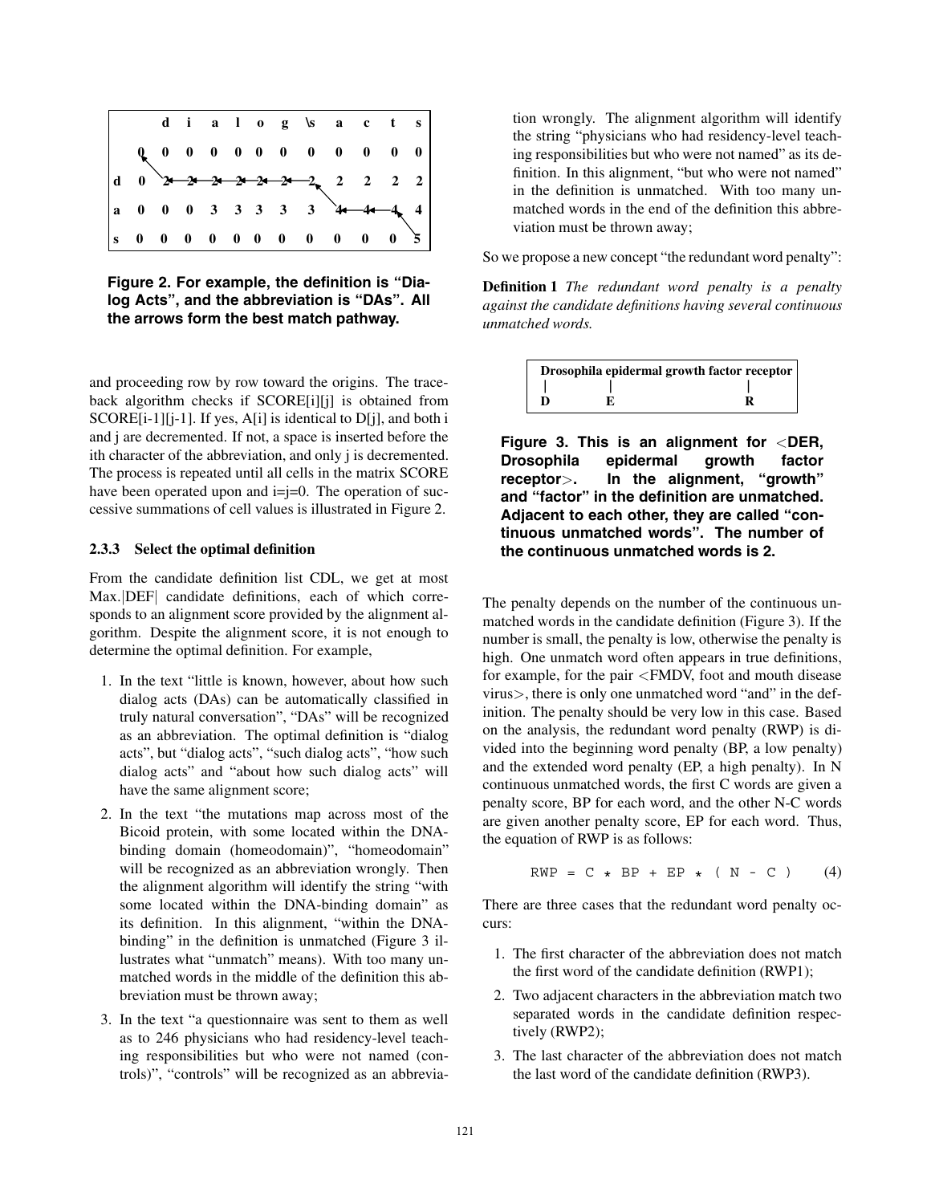|   | d | i | a | l | o | g | \s | a | c | t | s |
|---|---|---|---|---|---|---|---|---|---|---|---|
|   | 0 | 0 | 0 | 0 | 0 | 0 | 0 | 0 | 0 | 0 | 0 | 0 |
| d | 0 | 2 | 2 | 2 | 2 | 2 | 2 | 2 | 2 | 2 | 2 | 2 |
| a | 0 | 0 | 0 | 3 | 3 | 3 | 3 | 3 | 4 | 4 | 4 | 4 |
| s | 0 | 0 | 0 | 0 | 0 | 0 | 0 | 0 | 0 | 0 | 0 | 5 |

**Figure 2. For example, the definition is "Dialog Acts", and the abbreviation is "DAs". All the arrows form the best match pathway.**

and proceeding row by row toward the origins. The traceback algorithm checks if SCORE[i][j] is obtained from SCORE[i-1][j-1]. If yes, A[i] is identical to D[j], and both i and j are decremented. If not, a space is inserted before the ith character of the abbreviation, and only j is decremented. The process is repeated until all cells in the matrix SCORE have been operated upon and i=j=0. The operation of successive summations of cell values is illustrated in Figure 2.

### 2.3.3 Select the optimal definition

From the candidate definition list CDL, we get at most Max.|DEF| candidate definitions, each of which corresponds to an alignment score provided by the alignment algorithm. Despite the alignment score, it is not enough to determine the optimal definition. For example,

1. In the text "little is known, however, about how such dialog acts (DAs) can be automatically classified in truly natural conversation", "DAs" will be recognized as an abbreviation. The optimal definition is "dialog acts", but "dialog acts", "such dialog acts", "how such dialog acts" and "about how such dialog acts" will have the same alignment score;
2. In the text "the mutations map across most of the Bicoid protein, with some located within the DNA-binding domain (homeodomain)", "homeodomain" will be recognized as an abbreviation wrongly. Then the alignment algorithm will identify the string "with some located within the DNA-binding domain" as its definition. In this alignment, "within the DNA-binding" in the definition is unmatched (Figure 3 illustrates what "unmatch" means). With too many unmatched words in the middle of the definition this abbreviation must be thrown away;
3. In the text "a questionnaire was sent to them as well as to 246 physicians who had residency-level teaching responsibilities but who were not named (controls)", "controls" will be recognized as an abbreviation wrongly. The alignment algorithm will identify the string "physicians who had residency-level teaching responsibilities but who were not named" as its definition. In this alignment, "but who were not named" in the definition is unmatched. With too many unmatched words in the end of the definition this abbreviation must be thrown away;

So we propose a new concept "the redundant word penalty":

**Definition 1** *The redundant word penalty is a penalty against the candidate definitions having several continuous unmatched words.*

| Drosophila epidermal growth factor receptor |
|---|
| D E R |

**Figure 3. This is an alignment for <DER, Drosophila epidermal growth factor receptor>. In the alignment, "growth" and "factor" in the definition are unmatched. Adjacent to each other, they are called "continuous unmatched words". The number of the continuous unmatched words is 2.**

The penalty depends on the number of the continuous unmatched words in the candidate definition (Figure 3). If the number is small, the penalty is low, otherwise the penalty is high. One unmatch word often appears in true definitions, for example, for the pair <FMDV, foot and mouth disease virus>, there is only one unmatched word "and" in the definition. The penalty should be very low in this case. Based on the analysis, the redundant word penalty (RWP) is divided into the beginning word penalty (BP, a low penalty) and the extended word penalty (EP, a high penalty). In N continuous unmatched words, the first C words are given a penalty score, BP for each word, and the other N-C words are given another penalty score, EP for each word. Thus, the equation of RWP is as follows:

$$RWP = C * BP + EP * (N - C) \qquad (4)$$

There are three cases that the redundant word penalty occurs:

1. The first character of the abbreviation does not match the first word of the candidate definition (RWP1);
2. Two adjacent characters in the abbreviation match two separated words in the candidate definition respectively (RWP2);
3. The last character of the abbreviation does not match the last word of the candidate definition (RWP3).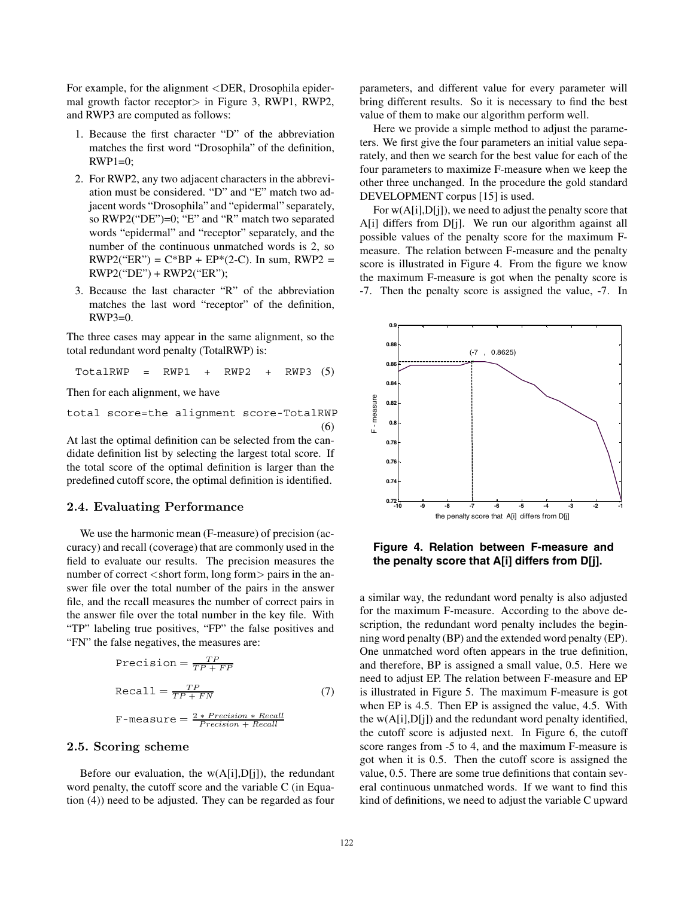For example, for the alignment <DER, Drosophila epidermal growth factor receptor> in Figure 3, RWP1, RWP2, and RWP3 are computed as follows:

1. Because the first character "D" of the abbreviation matches the first word "Drosophila" of the definition, RWP1=0;
2. For RWP2, any two adjacent characters in the abbreviation must be considered. "D" and "E" match two adjacent words "Drosophila" and "epidermal" separately, so RWP2("DE")=0; "E" and "R" match two separated words "epidermal" and "receptor" separately, and the number of the continuous unmatched words is 2, so RWP2("ER") = C*BP + EP*(2-C). In sum, RWP2 = RWP2("DE") + RWP2("ER");
3. Because the last character "R" of the abbreviation matches the last word "receptor" of the definition, RWP3=0.

The three cases may appear in the same alignment, so the total redundant word penalty (TotalRWP) is:

$$\text{TotalRWP} = \text{RWP1} + \text{RWP2} + \text{RWP3} \quad (5)$$

Then for each alignment, we have

$$\text{total score} = \text{the alignment score} - \text{TotalRWP} \quad (6)$$

At last the optimal definition can be selected from the candidate definition list by selecting the largest total score. If the total score of the optimal definition is larger than the predefined cutoff score, the optimal definition is identified.

### 2.4. Evaluating Performance

We use the harmonic mean (F-measure) of precision (accuracy) and recall (coverage) that are commonly used in the field to evaluate our results. The precision measures the number of correct <short form, long form> pairs in the answer file over the total number of the pairs in the answer file, and the recall measures the number of correct pairs in the answer file over the total number in the key file. With "TP" labeling true positives, "FP" the false positives and "FN" the false negatives, the measures are:

$$\text{Precision} = \frac{TP}{TP + FP}$$

$$\text{Recall} = \frac{TP}{TP + FN} \quad (7)$$

$$\text{F-measure} = \frac{2 * Precision * Recall}{Precision + Recall}$$

### 2.5. Scoring scheme

Before our evaluation, the w(A[i],D[j]), the redundant word penalty, the cutoff score and the variable C (in Equation (4)) need to be adjusted. They can be regarded as four parameters, and different value for every parameter will bring different results. So it is necessary to find the best value of them to make our algorithm perform well.

Here we provide a simple method to adjust the parameters. We first give the four parameters an initial value separately, and then we search for the best value for each of the four parameters to maximize F-measure when we keep the other three unchanged. In the procedure the gold standard DEVELOPMENT corpus [15] is used.

For w(A[i],D[j]), we need to adjust the penalty score that A[i] differs from D[j]. We run our algorithm against all possible values of the penalty score for the maximum F-measure. The relation between F-measure and the penalty score is illustrated in Figure 4. From the figure we know the maximum F-measure is got when the penalty score is -7. Then the penalty score is assigned the value, -7. In a similar way, the redundant word penalty is also adjusted for the maximum F-measure. According to the above description, the redundant word penalty includes the beginning word penalty (BP) and the extended word penalty (EP). One unmatched word often appears in the true definition, and therefore, BP is assigned a small value, 0.5. Here we need to adjust EP. The relation between F-measure and EP is illustrated in Figure 5. The maximum F-measure is got when EP is 4.5. Then EP is assigned the value, 4.5. With the w(A[i],D[j]) and the redundant word penalty identified, the cutoff score is adjusted next. In Figure 6, the cutoff score ranges from -5 to 4, and the maximum F-measure is got when it is 0.5. Then the cutoff score is assigned the value, 0.5. There are some true definitions that contain several continuous unmatched words. If we want to find this kind of definitions, we need to adjust the variable C upward

**Figure 4. Relation between F-measure and the penalty score that A[i] differs from D[j].**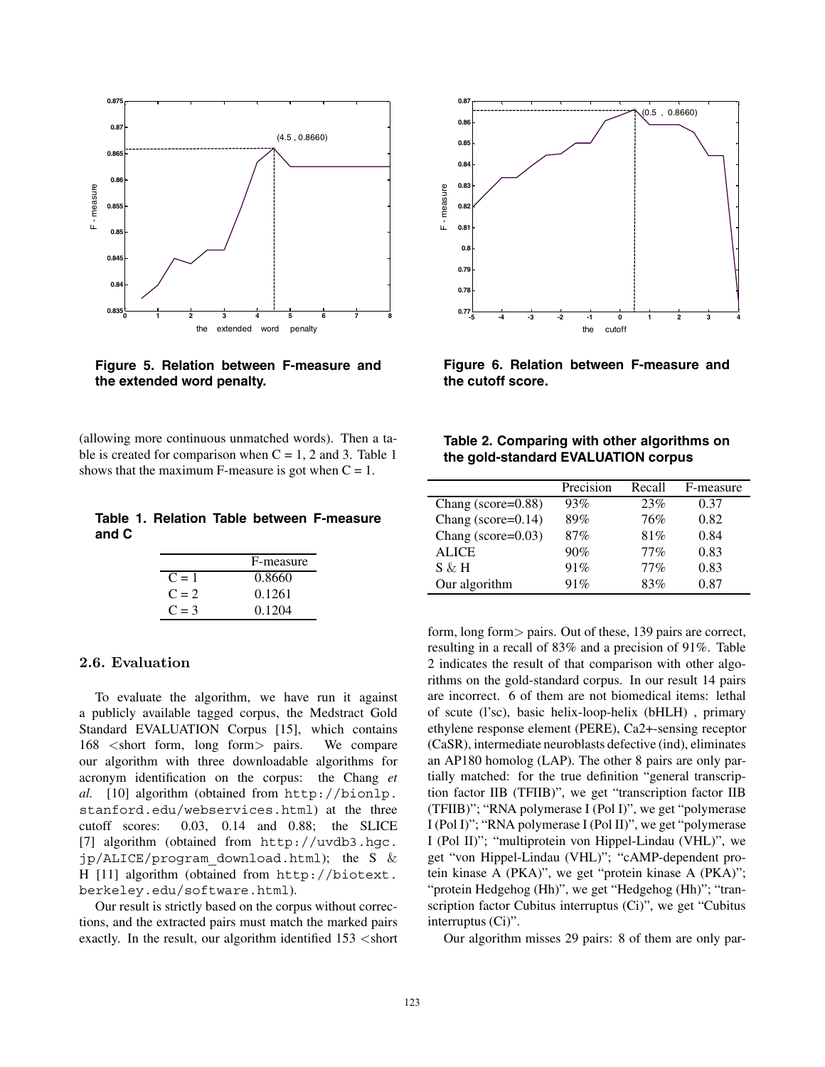Figure 5. Relation between F-measure and the extended word penalty.

Figure 6. Relation between F-measure and the cutoff score.

(allowing more continuous unmatched words). Then a table is created for comparison when C = 1, 2 and 3. Table 1 shows that the maximum F-measure is got when C = 1.

**Table 1. Relation Table between F-measure and C**

| | F-measure |
|---|---|
| C = 1 | 0.8660 |
| C = 2 | 0.1261 |
| C = 3 | 0.1204 |

### 2.6. Evaluation

To evaluate the algorithm, we have run it against a publicly available tagged corpus, the Medstract Gold Standard EVALUATION Corpus [15], which contains 168 <short form, long form> pairs. We compare our algorithm with three downloadable algorithms for acronym identification on the corpus: the Chang *et al.* [10] algorithm (obtained from `http://bionlp.stanford.edu/webservices.html`) at the three cutoff scores: 0.03, 0.14 and 0.88; the SLICE [7] algorithm (obtained from `http://uvdb3.hgc.jp/ALICE/program_download.html`); the S & H [11] algorithm (obtained from `http://biotext.berkeley.edu/software.html`).

Our result is strictly based on the corpus without corrections, and the extracted pairs must match the marked pairs exactly. In the result, our algorithm identified 153 <short form, long form> pairs. Out of these, 139 pairs are correct, resulting in a recall of 83% and a precision of 91%. Table 2 indicates the result of that comparison with other algorithms on the gold-standard corpus. In our result 14 pairs are incorrect. 6 of them are not biomedical items: lethal of scute (l'sc), basic helix-loop-helix (bHLH) , primary ethylene response element (PERE), Ca2+-sensing receptor (CaSR), intermediate neuroblasts defective (ind), eliminates an AP180 homolog (LAP). The other 8 pairs are only partially matched: for the true definition "general transcription factor IIB (TFIIB)", we get "transcription factor IIB (TFIIB)"; "RNA polymerase I (Pol I)", we get "polymerase I (Pol I)"; "RNA polymerase I (Pol II)", we get "polymerase I (Pol II)"; "multiprotein von Hippel-Lindau (VHL)", we get "von Hippel-Lindau (VHL)"; "cAMP-dependent protein kinase A (PKA)", we get "protein kinase A (PKA)"; "protein Hedgehog (Hh)", we get "Hedgehog (Hh)"; "transcription factor Cubitus interruptus (Ci)", we get "Cubitus interruptus (Ci)".

**Table 2. Comparing with other algorithms on the gold-standard EVALUATION corpus**

| | Precision | Recall | F-measure |
|---|---|---|---|
| Chang (score=0.88) | 93% | 23% | 0.37 |
| Chang (score=0.14) | 89% | 76% | 0.82 |
| Chang (score=0.03) | 87% | 81% | 0.84 |
| ALICE | 90% | 77% | 0.83 |
| S & H | 91% | 77% | 0.83 |
| Our algorithm | 91% | 83% | 0.87 |

Our algorithm misses 29 pairs: 8 of them are only par-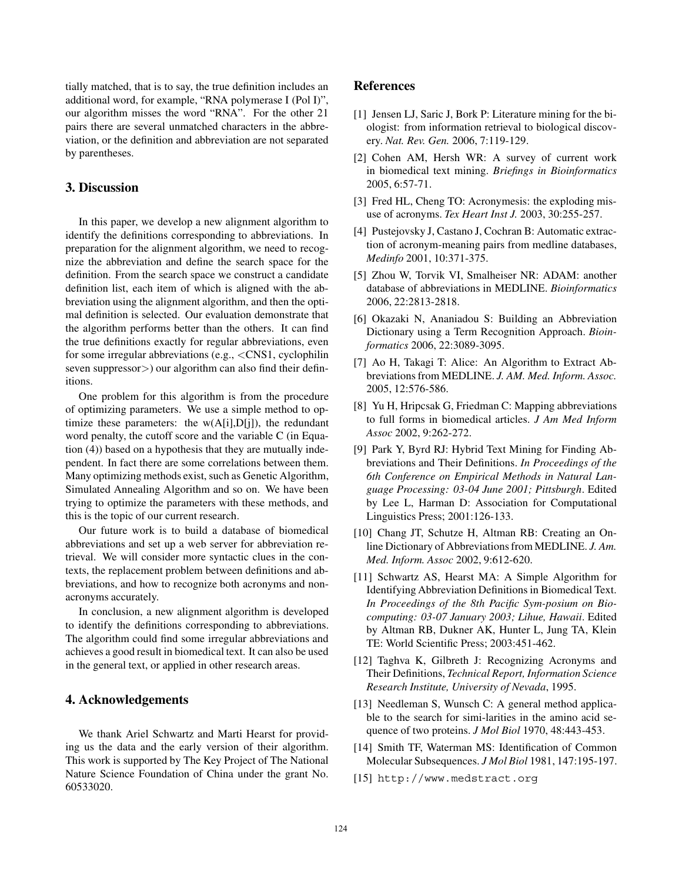tially matched, that is to say, the true definition includes an additional word, for example, "RNA polymerase I (Pol I)", our algorithm misses the word "RNA". For the other 21 pairs there are several unmatched characters in the abbreviation, or the definition and abbreviation are not separated by parentheses.

## 3. Discussion

In this paper, we develop a new alignment algorithm to identify the definitions corresponding to abbreviations. In preparation for the alignment algorithm, we need to recognize the abbreviation and define the search space for the definition. From the search space we construct a candidate definition list, each item of which is aligned with the abbreviation using the alignment algorithm, and then the optimal definition is selected. Our evaluation demonstrate that the algorithm performs better than the others. It can find the true definitions exactly for regular abbreviations, even for some irregular abbreviations (e.g., <CNS1, cyclophilin seven suppressor>) our algorithm can also find their definitions.

One problem for this algorithm is from the procedure of optimizing parameters. We use a simple method to optimize these parameters: the w(A[i],D[j]), the redundant word penalty, the cutoff score and the variable C (in Equation (4)) based on a hypothesis that they are mutually independent. In fact there are some correlations between them. Many optimizing methods exist, such as Genetic Algorithm, Simulated Annealing Algorithm and so on. We have been trying to optimize the parameters with these methods, and this is the topic of our current research.

Our future work is to build a database of biomedical abbreviations and set up a web server for abbreviation retrieval. We will consider more syntactic clues in the contexts, the replacement problem between definitions and abbreviations, and how to recognize both acronyms and non-acronyms accurately.

In conclusion, a new alignment algorithm is developed to identify the definitions corresponding to abbreviations. The algorithm could find some irregular abbreviations and achieves a good result in biomedical text. It can also be used in the general text, or applied in other research areas.

## 4. Acknowledgements

We thank Ariel Schwartz and Marti Hearst for providing us the data and the early version of their algorithm. This work is supported by The Key Project of The National Nature Science Foundation of China under the grant No. 60533020.

## References

[1] Jensen LJ, Saric J, Bork P: Literature mining for the biologist: from information retrieval to biological discovery. *Nat. Rev. Gen.* 2006, 7:119-129.

[2] Cohen AM, Hersh WR: A survey of current work in biomedical text mining. *Briefings in Bioinformatics* 2005, 6:57-71.

[3] Fred HL, Cheng TO: Acronymesis: the exploding misuse of acronyms. *Tex Heart Inst J.* 2003, 30:255-257.

[4] Pustejovsky J, Castano J, Cochran B: Automatic extraction of acronym-meaning pairs from medline databases, *Medinfo* 2001, 10:371-375.

[5] Zhou W, Torvik VI, Smalheiser NR: ADAM: another database of abbreviations in MEDLINE. *Bioinformatics* 2006, 22:2813-2818.

[6] Okazaki N, Ananiadou S: Building an Abbreviation Dictionary using a Term Recognition Approach. *Bioinformatics* 2006, 22:3089-3095.

[7] Ao H, Takagi T: Alice: An Algorithm to Extract Abbreviations from MEDLINE. *J. AM. Med. Inform. Assoc.* 2005, 12:576-586.

[8] Yu H, Hripcsak G, Friedman C: Mapping abbreviations to full forms in biomedical articles. *J Am Med Inform Assoc* 2002, 9:262-272.

[9] Park Y, Byrd RJ: Hybrid Text Mining for Finding Abbreviations and Their Definitions. *In Proceedings of the 6th Conference on Empirical Methods in Natural Language Processing: 03-04 June 2001; Pittsburgh*. Edited by Lee L, Harman D: Association for Computational Linguistics Press; 2001:126-133.

[10] Chang JT, Schutze H, Altman RB: Creating an Online Dictionary of Abbreviations from MEDLINE. *J. Am. Med. Inform. Assoc* 2002, 9:612-620.

[11] Schwartz AS, Hearst MA: A Simple Algorithm for Identifying Abbreviation Definitions in Biomedical Text. *In Proceedings of the 8th Pacific Sym-posium on Biocomputing: 03-07 January 2003; Lihue, Hawaii*. Edited by Altman RB, Dukner AK, Hunter L, Jung TA, Klein TE: World Scientific Press; 2003:451-462.

[12] Taghva K, Gilbreth J: Recognizing Acronyms and Their Definitions, *Technical Report, Information Science Research Institute, University of Nevada*, 1995.

[13] Needleman S, Wunsch C: A general method applicable to the search for simi-larities in the amino acid sequence of two proteins. *J Mol Biol* 1970, 48:443-453.

[14] Smith TF, Waterman MS: Identification of Common Molecular Subsequences. *J Mol Biol* 1981, 147:195-197.

[15] `http://www.medstract.org`